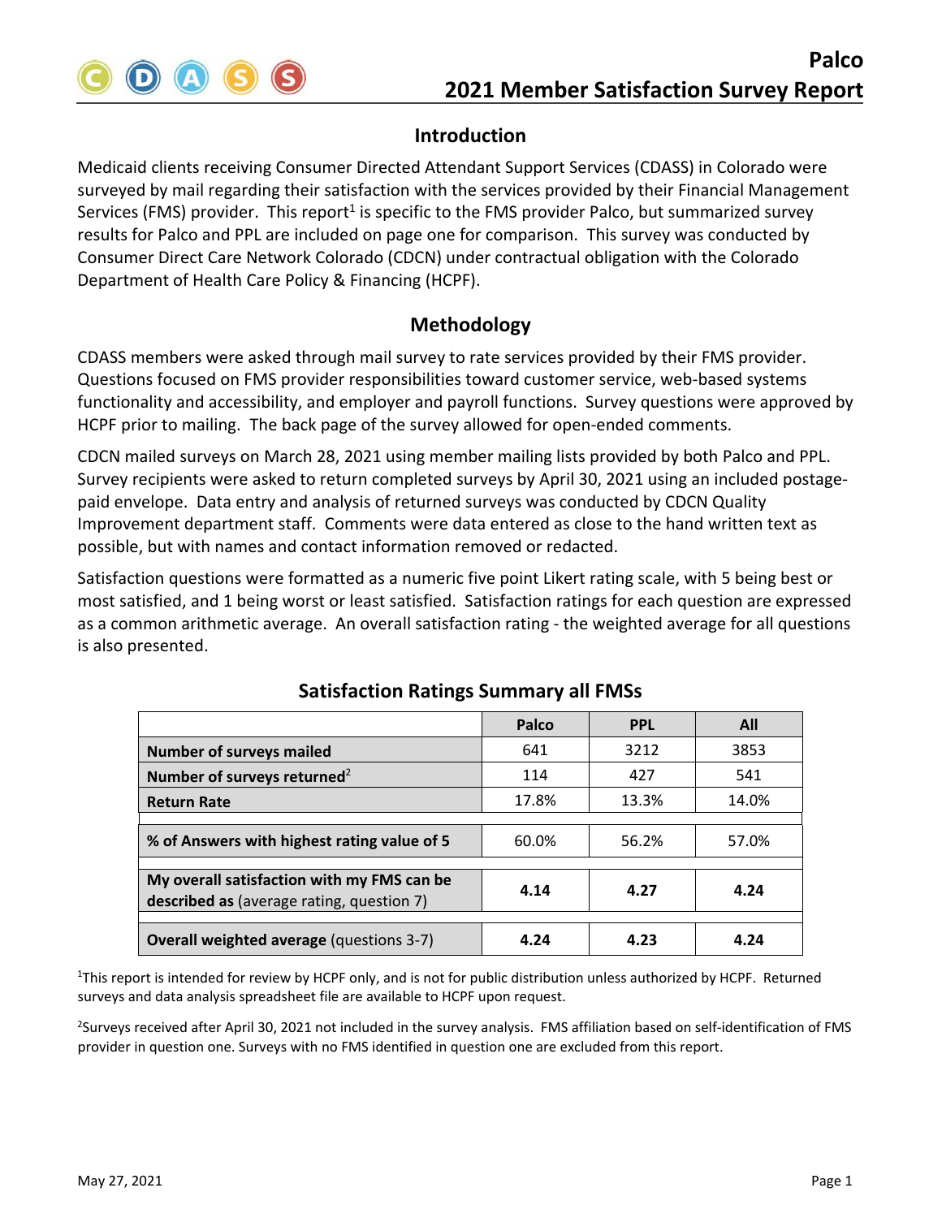# Palco
# 2021 Member Satisfaction Survey Report

## Introduction

Medicaid clients receiving Consumer Directed Attendant Support Services (CDASS) in Colorado were surveyed by mail regarding their satisfaction with the services provided by their Financial Management Services (FMS) provider. This report[1] is specific to the FMS provider Palco, but summarized survey results for Palco and PPL are included on page one for comparison. This survey was conducted by Consumer Direct Care Network Colorado (CDCN) under contractual obligation with the Colorado Department of Health Care Policy & Financing (HCPF).

## Methodology

CDASS members were asked through mail survey to rate services provided by their FMS provider. Questions focused on FMS provider responsibilities toward customer service, web-based systems functionality and accessibility, and employer and payroll functions. Survey questions were approved by HCPF prior to mailing. The back page of the survey allowed for open-ended comments.

CDCN mailed surveys on March 28, 2021 using member mailing lists provided by both Palco and PPL. Survey recipients were asked to return completed surveys by April 30, 2021 using an included postage-paid envelope. Data entry and analysis of returned surveys was conducted by CDCN Quality Improvement department staff. Comments were data entered as close to the hand written text as possible, but with names and contact information removed or redacted.

Satisfaction questions were formatted as a numeric five point Likert rating scale, with 5 being best or most satisfied, and 1 being worst or least satisfied. Satisfaction ratings for each question are expressed as a common arithmetic average. An overall satisfaction rating - the weighted average for all questions is also presented.

### Satisfaction Ratings Summary all FMSs

| | Palco | PPL | All |
|---|---|---|---|
| **Number of surveys mailed** | 641 | 3212 | 3853 |
| **Number of surveys returned**[2] | 114 | 427 | 541 |
| **Return Rate** | 17.8% | 13.3% | 14.0% |
| | | | |
| **% of Answers with highest rating value of 5** | 60.0% | 56.2% | 57.0% |
| | | | |
| **My overall satisfaction with my FMS can be described as** (average rating, question 7) | **4.14** | **4.27** | **4.24** |
| | | | |
| **Overall weighted average** (questions 3-7) | **4.24** | **4.23** | **4.24** |

[1]This report is intended for review by HCPF only, and is not for public distribution unless authorized by HCPF. Returned surveys and data analysis spreadsheet file are available to HCPF upon request.

[2]Surveys received after April 30, 2021 not included in the survey analysis. FMS affiliation based on self-identification of FMS provider in question one. Surveys with no FMS identified in question one are excluded from this report.

May 27, 2021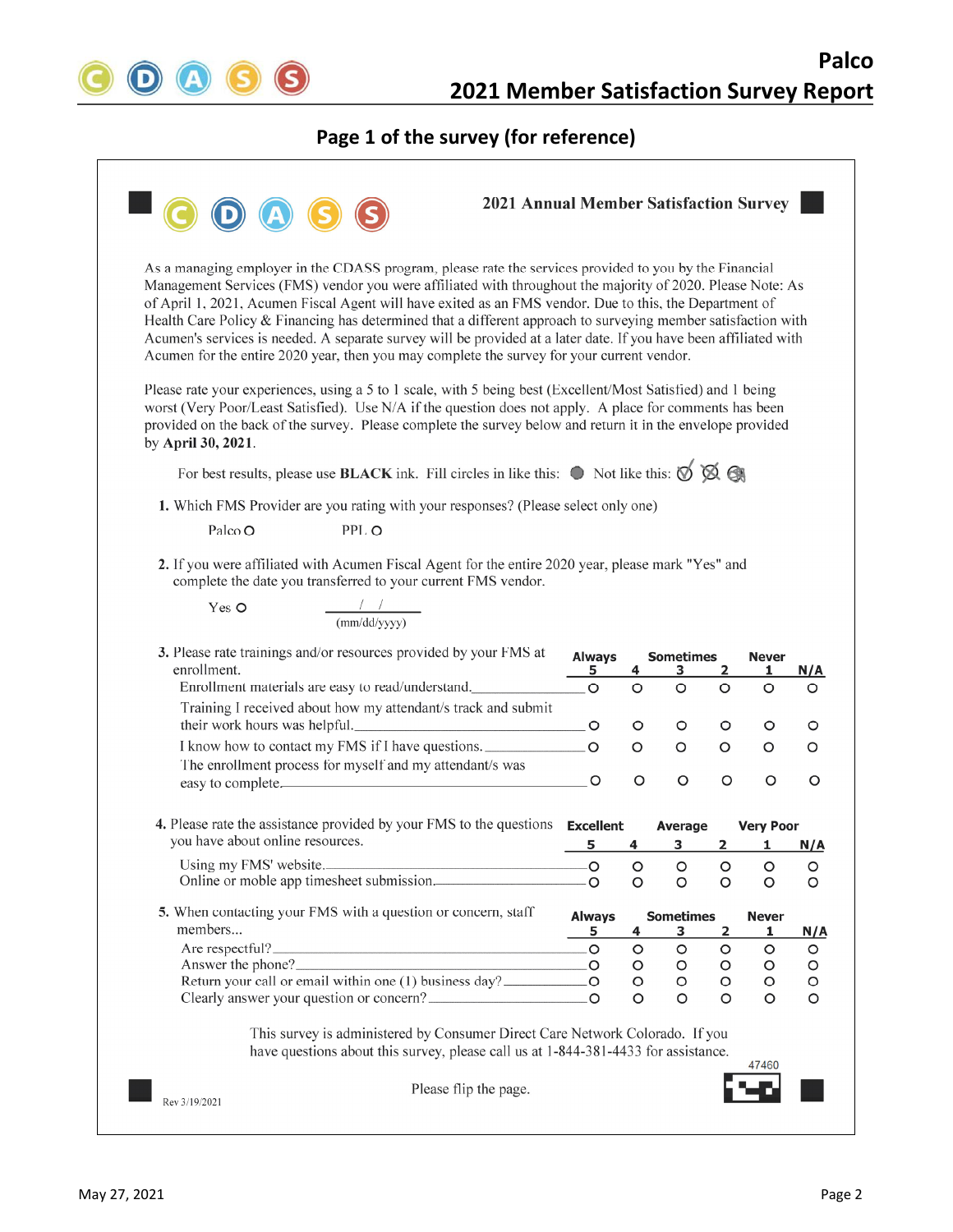## Page 1 of the survey (for reference)

**2021 Annual Member Satisfaction Survey**

As a managing employer in the CDASS program, please rate the services provided to you by the Financial Management Services (FMS) vendor you were affiliated with throughout the majority of 2020. Please Note: As of April 1, 2021, Acumen Fiscal Agent will have exited as an FMS vendor. Due to this, the Department of Health Care Policy & Financing has determined that a different approach to surveying member satisfaction with Acumen's services is needed. A separate survey will be provided at a later date. If you have been affiliated with Acumen for the entire 2020 year, then you may complete the survey for your current vendor.

Please rate your experiences, using a 5 to 1 scale, with 5 being best (Excellent/Most Satisfied) and 1 being worst (Very Poor/Least Satisfied). Use N/A if the question does not apply. A place for comments has been provided on the back of the survey. Please complete the survey below and return it in the envelope provided by **April 30, 2021**.

For best results, please use **BLACK** ink. Fill circles in like this: ● Not like this: ✓ ⊗ ⊘

1. Which FMS Provider are you rating with your responses? (Please select only one)

   Palco O PPL O

2. If you were affiliated with Acumen Fiscal Agent for the entire 2020 year, please mark "Yes" and complete the date you transferred to your current FMS vendor.

   Yes O ____/____/____ (mm/dd/yyyy)

3. Please rate trainings and/or resources provided by your FMS at enrollment.

| | Always 5 | 4 | Sometimes 3 | 2 | Never 1 | N/A |
|---|---|---|---|---|---|---|
| Enrollment materials are easy to read/understand. | O | O | O | O | O | O |
| Training I received about how my attendant/s track and submit their work hours was helpful. | O | O | O | O | O | O |
| I know how to contact my FMS if I have questions. | O | O | O | O | O | O |
| The enrollment process for myself and my attendant/s was easy to complete. | O | O | O | O | O | O |

4. Please rate the assistance provided by your FMS to the questions you have about online resources.

| | Excellent 5 | 4 | Average 3 | 2 | Very Poor 1 | N/A |
|---|---|---|---|---|---|---|
| Using my FMS' website. | O | O | O | O | O | O |
| Online or moble app timesheet submission. | O | O | O | O | O | O |

5. When contacting your FMS with a question or concern, staff members...

| | Always 5 | 4 | Sometimes 3 | 2 | Never 1 | N/A |
|---|---|---|---|---|---|---|
| Are respectful? | O | O | O | O | O | O |
| Answer the phone? | O | O | O | O | O | O |
| Return your call or email within one (1) business day? | O | O | O | O | O | O |
| Clearly answer your question or concern? | O | O | O | O | O | O |

This survey is administered by Consumer Direct Care Network Colorado. If you have questions about this survey, please call us at 1-844-381-4433 for assistance.

47460

Please flip the page.

Rev 3/19/2021

May 27, 2021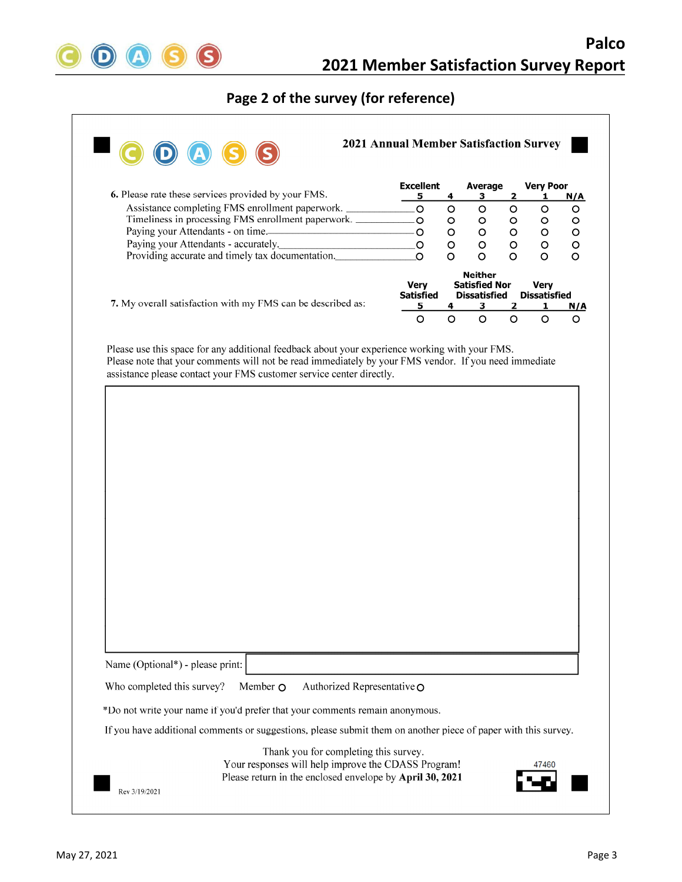## Page 2 of the survey (for reference)

**2021 Annual Member Satisfaction Survey**

| 6. Please rate these services provided by your FMS. | Excellent 5 | 4 | Average 3 | 2 | Very Poor 1 | N/A |
|---|---|---|---|---|---|---|
| Assistance completing FMS enrollment paperwork. | O | O | O | O | O | O |
| Timeliness in processing FMS enrollment paperwork. | O | O | O | O | O | O |
| Paying your Attendants - on time. | O | O | O | O | O | O |
| Paying your Attendants - accurately. | O | O | O | O | O | O |
| Providing accurate and timely tax documentation. | O | O | O | O | O | O |

| | Very Satisfied 5 | 4 | Neither Satisfied Nor Dissatisfied 3 | 2 | Very Dissatisfied 1 | N/A |
|---|---|---|---|---|---|---|
| 7. My overall satisfaction with my FMS can be described as: | O | O | O | O | O | O |

Please use this space for any additional feedback about your experience working with your FMS. Please note that your comments will not be read immediately by your FMS vendor. If you need immediate assistance please contact your FMS customer service center directly.

Name (Optional*) - please print:

Who completed this survey? Member O Authorized Representative O

*Do not write your name if you'd prefer that your comments remain anonymous.

If you have additional comments or suggestions, please submit them on another piece of paper with this survey.

Thank you for completing this survey.
Your responses will help improve the CDASS Program!
Please return in the enclosed envelope by **April 30, 2021**

47460

Rev 3/19/2021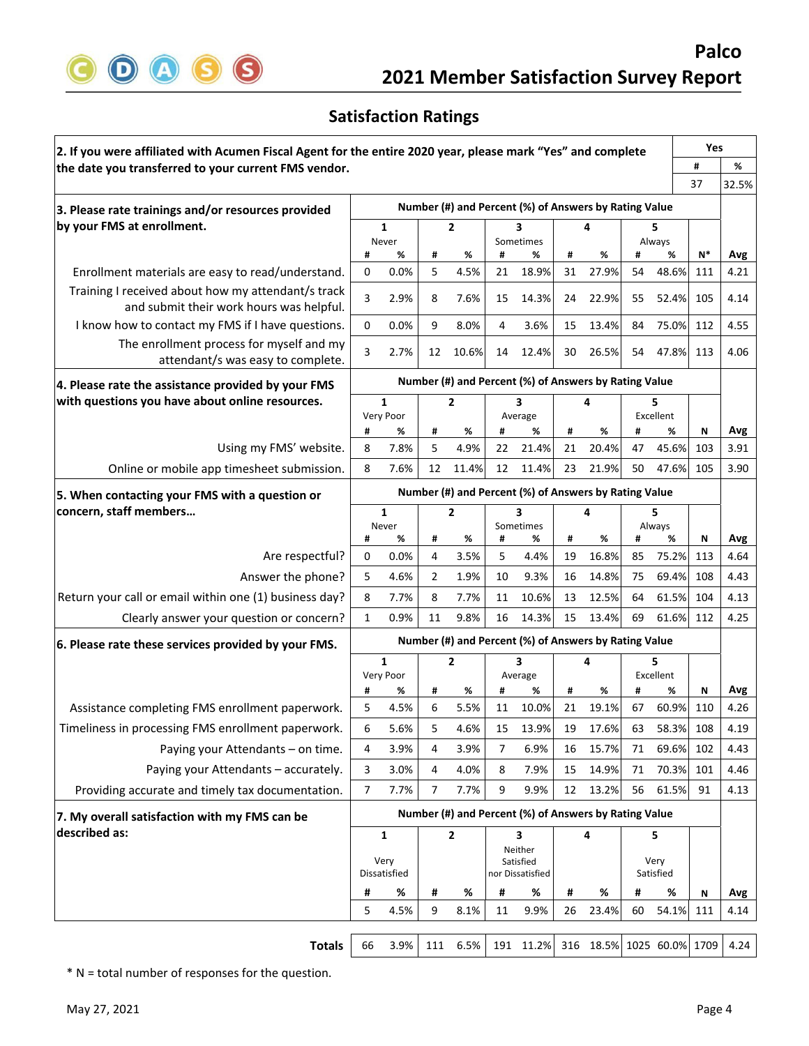## Satisfaction Ratings

| 2. If you were affiliated with Acumen Fiscal Agent for the entire 2020 year, please mark "Yes" and complete the date you transferred to your current FMS vendor. | Yes | |
|---|---|---|
| | # | % |
| | 37 | 32.5% |

| 3. Please rate trainings and/or resources provided by your FMS at enrollment. | 1 Never | | 2 | | 3 Sometimes | | 4 | | 5 Always | | | |
|---|---|---|---|---|---|---|---|---|---|---|---|---|
| | # | % | # | % | # | % | # | % | # | % | N* | Avg |
| Enrollment materials are easy to read/understand. | 0 | 0.0% | 5 | 4.5% | 21 | 18.9% | 31 | 27.9% | 54 | 48.6% | 111 | 4.21 |
| Training I received about how my attendant/s track and submit their work hours was helpful. | 3 | 2.9% | 8 | 7.6% | 15 | 14.3% | 24 | 22.9% | 55 | 52.4% | 105 | 4.14 |
| I know how to contact my FMS if I have questions. | 0 | 0.0% | 9 | 8.0% | 4 | 3.6% | 15 | 13.4% | 84 | 75.0% | 112 | 4.55 |
| The enrollment process for myself and my attendant/s was easy to complete. | 3 | 2.7% | 12 | 10.6% | 14 | 12.4% | 30 | 26.5% | 54 | 47.8% | 113 | 4.06 |

| 4. Please rate the assistance provided by your FMS with questions you have about online resources. | 1 Very Poor | | 2 | | 3 Average | | 4 | | 5 Excellent | | | |
|---|---|---|---|---|---|---|---|---|---|---|---|---|
| | # | % | # | % | # | % | # | % | # | % | N | Avg |
| Using my FMS' website. | 8 | 7.8% | 5 | 4.9% | 22 | 21.4% | 21 | 20.4% | 47 | 45.6% | 103 | 3.91 |
| Online or mobile app timesheet submission. | 8 | 7.6% | 12 | 11.4% | 12 | 11.4% | 23 | 21.9% | 50 | 47.6% | 105 | 3.90 |

| 5. When contacting your FMS with a question or concern, staff members… | 1 Never | | 2 | | 3 Sometimes | | 4 | | 5 Always | | | |
|---|---|---|---|---|---|---|---|---|---|---|---|---|
| | # | % | # | % | # | % | # | % | # | % | N | Avg |
| Are respectful? | 0 | 0.0% | 4 | 3.5% | 5 | 4.4% | 19 | 16.8% | 85 | 75.2% | 113 | 4.64 |
| Answer the phone? | 5 | 4.6% | 2 | 1.9% | 10 | 9.3% | 16 | 14.8% | 75 | 69.4% | 108 | 4.43 |
| Return your call or email within one (1) business day? | 8 | 7.7% | 8 | 7.7% | 11 | 10.6% | 13 | 12.5% | 64 | 61.5% | 104 | 4.13 |
| Clearly answer your question or concern? | 1 | 0.9% | 11 | 9.8% | 16 | 14.3% | 15 | 13.4% | 69 | 61.6% | 112 | 4.25 |

| 6. Please rate these services provided by your FMS. | 1 Very Poor | | 2 | | 3 Average | | 4 | | 5 Excellent | | | |
|---|---|---|---|---|---|---|---|---|---|---|---|---|
| | # | % | # | % | # | % | # | % | # | % | N | Avg |
| Assistance completing FMS enrollment paperwork. | 5 | 4.5% | 6 | 5.5% | 11 | 10.0% | 21 | 19.1% | 67 | 60.9% | 110 | 4.26 |
| Timeliness in processing FMS enrollment paperwork. | 6 | 5.6% | 5 | 4.6% | 15 | 13.9% | 19 | 17.6% | 63 | 58.3% | 108 | 4.19 |
| Paying your Attendants – on time. | 4 | 3.9% | 4 | 3.9% | 7 | 6.9% | 16 | 15.7% | 71 | 69.6% | 102 | 4.43 |
| Paying your Attendants – accurately. | 3 | 3.0% | 4 | 4.0% | 8 | 7.9% | 15 | 14.9% | 71 | 70.3% | 101 | 4.46 |
| Providing accurate and timely tax documentation. | 7 | 7.7% | 7 | 7.7% | 9 | 9.9% | 12 | 13.2% | 56 | 61.5% | 91 | 4.13 |

| 7. My overall satisfaction with my FMS can be described as: | 1 Very Dissatisfied | | 2 | | 3 Neither Satisfied nor Dissatisfied | | 4 | | 5 Very Satisfied | | | |
|---|---|---|---|---|---|---|---|---|---|---|---|---|
| | # | % | # | % | # | % | # | % | # | % | N | Avg |
| | 5 | 4.5% | 9 | 8.1% | 11 | 9.9% | 26 | 23.4% | 60 | 54.1% | 111 | 4.14 |
| **Totals** | 66 | 3.9% | 111 | 6.5% | 191 | 11.2% | 316 | 18.5% | 1025 | 60.0% | 1709 | 4.24 |

\* N = total number of responses for the question.

May 27, 2021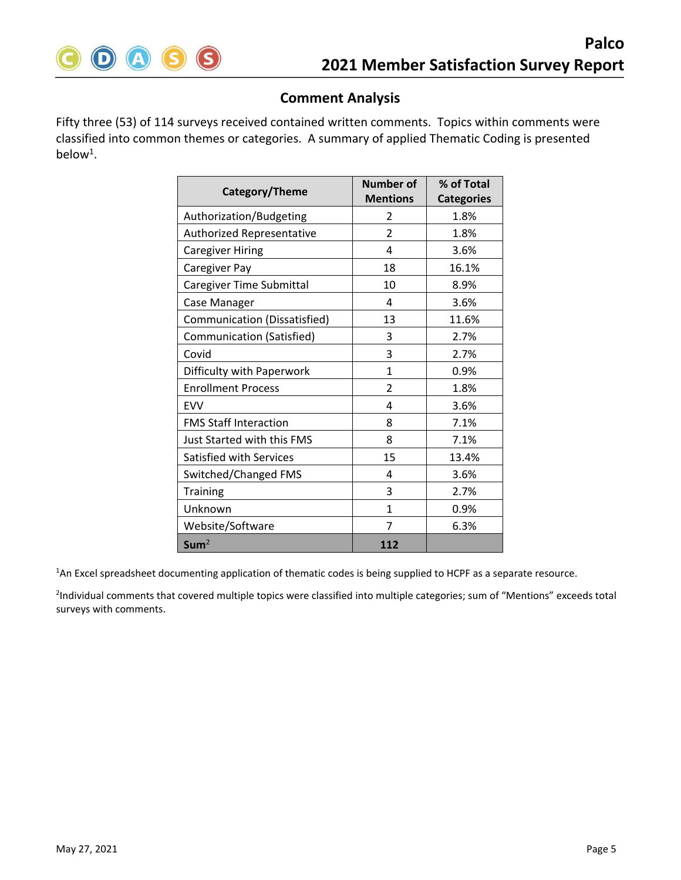## Comment Analysis

Fifty three (53) of 114 surveys received contained written comments. Topics within comments were classified into common themes or categories. A summary of applied Thematic Coding is presented below[1].

| Category/Theme | Number of Mentions | % of Total Categories |
|---|---|---|
| Authorization/Budgeting | 2 | 1.8% |
| Authorized Representative | 2 | 1.8% |
| Caregiver Hiring | 4 | 3.6% |
| Caregiver Pay | 18 | 16.1% |
| Caregiver Time Submittal | 10 | 8.9% |
| Case Manager | 4 | 3.6% |
| Communication (Dissatisfied) | 13 | 11.6% |
| Communication (Satisfied) | 3 | 2.7% |
| Covid | 3 | 2.7% |
| Difficulty with Paperwork | 1 | 0.9% |
| Enrollment Process | 2 | 1.8% |
| EVV | 4 | 3.6% |
| FMS Staff Interaction | 8 | 7.1% |
| Just Started with this FMS | 8 | 7.1% |
| Satisfied with Services | 15 | 13.4% |
| Switched/Changed FMS | 4 | 3.6% |
| Training | 3 | 2.7% |
| Unknown | 1 | 0.9% |
| Website/Software | 7 | 6.3% |
| **Sum[2]** | **112** | |

[1]An Excel spreadsheet documenting application of thematic codes is being supplied to HCPF as a separate resource.

[2]Individual comments that covered multiple topics were classified into multiple categories; sum of "Mentions" exceeds total surveys with comments.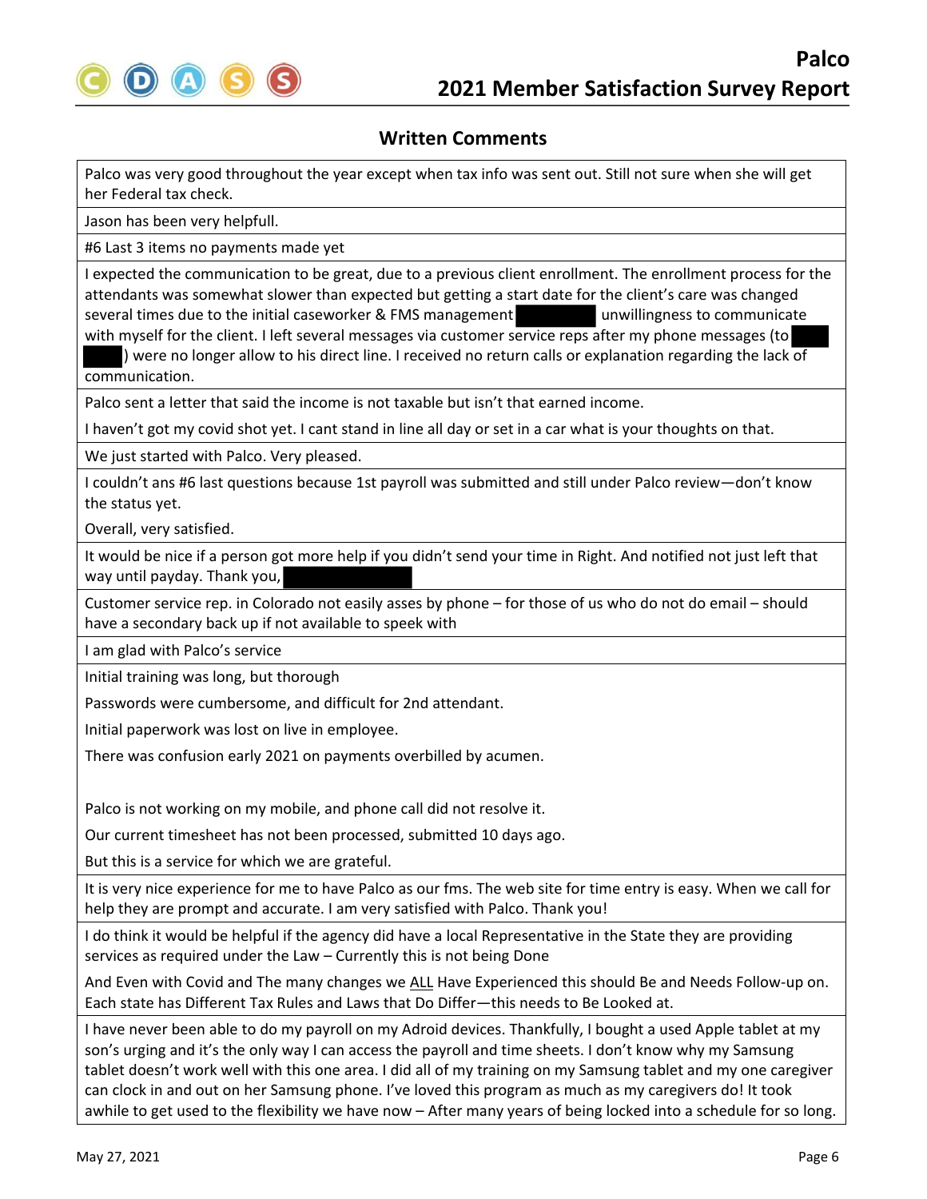## Written Comments

| |
|---|
| Palco was very good throughout the year except when tax info was sent out. Still not sure when she will get her Federal tax check. |
| Jason has been very helpfull. |
| #6 Last 3 items no payments made yet |
| I expected the communication to be great, due to a previous client enrollment. The enrollment process for the attendants was somewhat slower than expected but getting a start date for the client's care was changed several times due to the initial caseworker & FMS management [REDACTED] unwillingness to communicate with myself for the client. I left several messages via customer service reps after my phone messages (to [REDACTED]) were no longer allow to his direct line. I received no return calls or explanation regarding the lack of communication. |
| Palco sent a letter that said the income is not taxable but isn't that earned income.<br><br>I haven't got my covid shot yet. I cant stand in line all day or set in a car what is your thoughts on that. |
| We just started with Palco. Very pleased. |
| I couldn't ans #6 last questions because 1st payroll was submitted and still under Palco review—don't know the status yet.<br><br>Overall, very satisfied. |
| It would be nice if a person got more help if you didn't send your time in Right. And notified not just left that way until payday. Thank you, [REDACTED] |
| Customer service rep. in Colorado not easily asses by phone – for those of us who do not do email – should have a secondary back up if not available to speek with |
| I am glad with Palco's service |
| Initial training was long, but thorough<br><br>Passwords were cumbersome, and difficult for 2nd attendant.<br><br>Initial paperwork was lost on live in employee.<br><br>There was confusion early 2021 on payments overbilled by acumen.<br><br>Palco is not working on my mobile, and phone call did not resolve it.<br><br>Our current timesheet has not been processed, submitted 10 days ago.<br><br>But this is a service for which we are grateful. |
| It is very nice experience for me to have Palco as our fms. The web site for time entry is easy. When we call for help they are prompt and accurate. I am very satisfied with Palco. Thank you! |
| I do think it would be helpful if the agency did have a local Representative in the State they are providing services as required under the Law – Currently this is not being Done<br><br>And Even with Covid and The many changes we <u>ALL</u> Have Experienced this should Be and Needs Follow-up on. Each state has Different Tax Rules and Laws that Do Differ—this needs to Be Looked at. |
| I have never been able to do my payroll on my Adroid devices. Thankfully, I bought a used Apple tablet at my son's urging and it's the only way I can access the payroll and time sheets. I don't know why my Samsung tablet doesn't work well with this one area. I did all of my training on my Samsung tablet and my one caregiver can clock in and out on her Samsung phone. I've loved this program as much as my caregivers do! It took awhile to get used to the flexibility we have now – After many years of being locked into a schedule for so long. |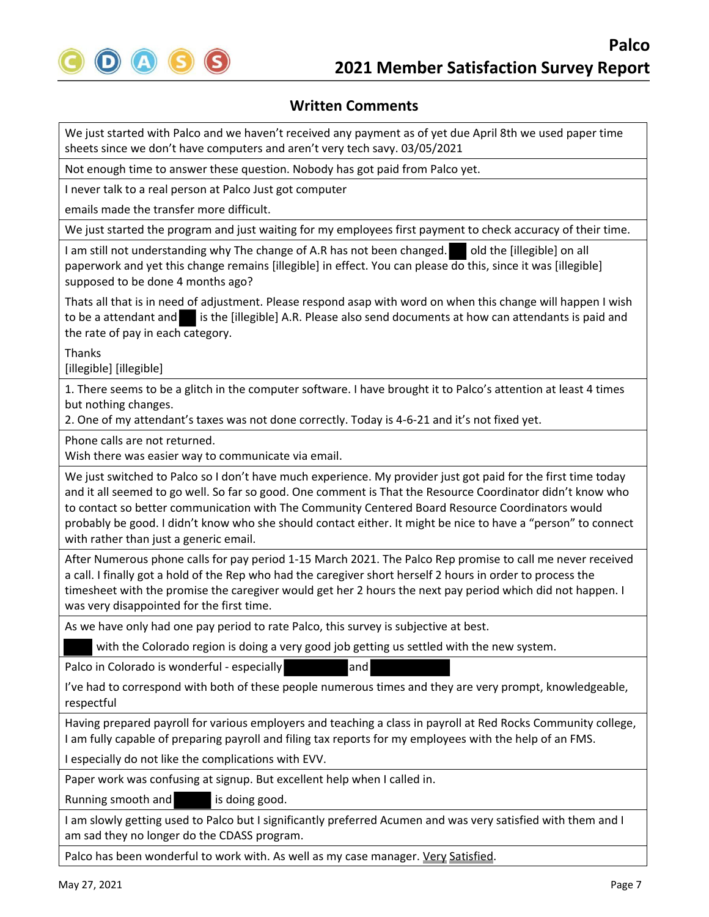## Written Comments

| |
|---|
| We just started with Palco and we haven't received any payment as of yet due April 8th we used paper time sheets since we don't have computers and aren't very tech savy. 03/05/2021 |
| Not enough time to answer these question. Nobody has got paid from Palco yet. |
| I never talk to a real person at Palco Just got computer<br><br>emails made the transfer more difficult. |
| We just started the program and just waiting for my employees first payment to check accuracy of their time. |
| I am still not understanding why The change of A.R has not been changed. ▇ old the [illegible] on all paperwork and yet this change remains [illegible] in effect. You can please do this, since it was [illegible] supposed to be done 4 months ago?<br><br>Thats all that is in need of adjustment. Please respond asap with word on when this change will happen I wish to be a attendant and ▇ is the [illegible] A.R. Please also send documents at how can attendants is paid and the rate of pay in each category.<br><br>Thanks<br>[illegible] [illegible] |
| 1. There seems to be a glitch in the computer software. I have brought it to Palco's attention at least 4 times but nothing changes.<br>2. One of my attendant's taxes was not done correctly. Today is 4-6-21 and it's not fixed yet. |
| Phone calls are not returned.<br>Wish there was easier way to communicate via email. |
| We just switched to Palco so I don't have much experience. My provider just got paid for the first time today and it all seemed to go well. So far so good. One comment is That the Resource Coordinator didn't know who to contact so better communication with The Community Centered Board Resource Coordinators would probably be good. I didn't know who she should contact either. It might be nice to have a "person" to connect with rather than just a generic email. |
| After Numerous phone calls for pay period 1-15 March 2021. The Palco Rep promise to call me never received a call. I finally got a hold of the Rep who had the caregiver short herself 2 hours in order to process the timesheet with the promise the caregiver would get her 2 hours the next pay period which did not happen. I was very disappointed for the first time. |
| As we have only had one pay period to rate Palco, this survey is subjective at best.<br><br>▇ with the Colorado region is doing a very good job getting us settled with the new system. |
| Palco in Colorado is wonderful - especially ▇ and ▇<br><br>I've had to correspond with both of these people numerous times and they are very prompt, knowledgeable, respectful |
| Having prepared payroll for various employers and teaching a class in payroll at Red Rocks Community college, I am fully capable of preparing payroll and filing tax reports for my employees with the help of an FMS.<br><br>I especially do not like the complications with EVV. |
| Paper work was confusing at signup. But excellent help when I called in.<br><br>Running smooth and ▇ is doing good. |
| I am slowly getting used to Palco but I significantly preferred Acumen and was very satisfied with them and I am sad they no longer do the CDASS program. |
| Palco has been wonderful to work with. As well as my case manager. <u>Very Satisfied</u>. |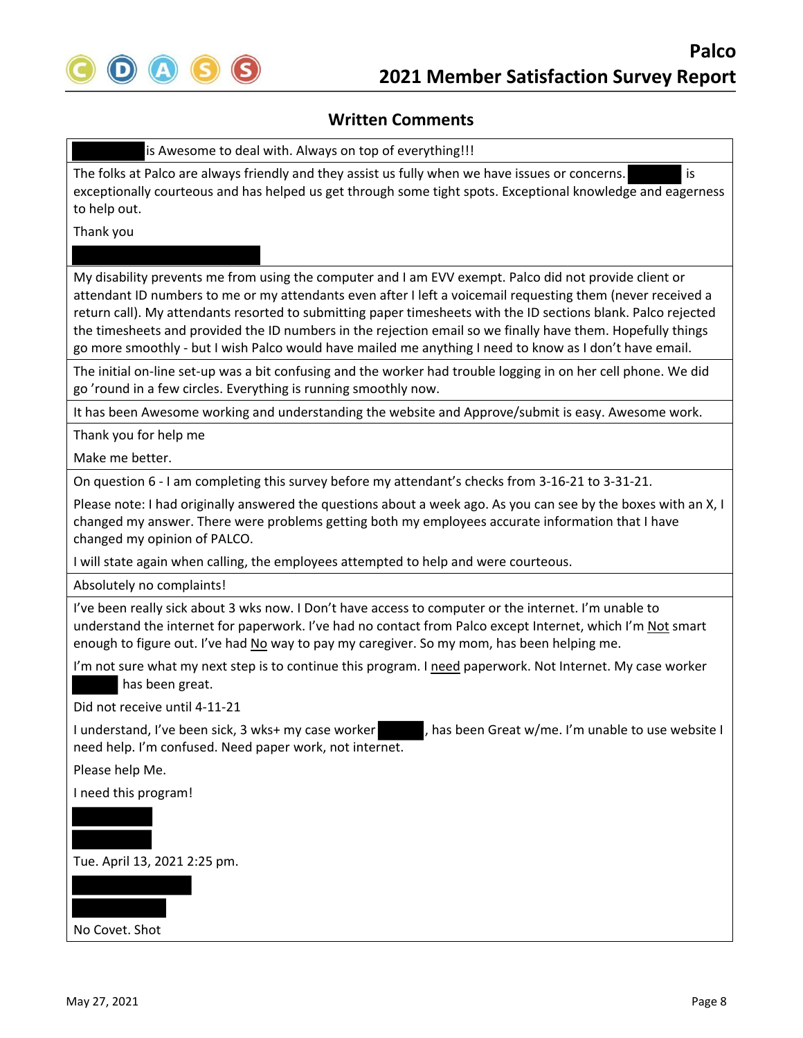## Written Comments

| |
|---|
| [REDACTED] is Awesome to deal with. Always on top of everything!!! |
| The folks at Palco are always friendly and they assist us fully when we have issues or concerns. [REDACTED] is exceptionally courteous and has helped us get through some tight spots. Exceptional knowledge and eagerness to help out.<br><br>Thank you<br><br>[REDACTED] |
| My disability prevents me from using the computer and I am EVV exempt. Palco did not provide client or attendant ID numbers to me or my attendants even after I left a voicemail requesting them (never received a return call). My attendants resorted to submitting paper timesheets with the ID sections blank. Palco rejected the timesheets and provided the ID numbers in the rejection email so we finally have them. Hopefully things go more smoothly - but I wish Palco would have mailed me anything I need to know as I don't have email. |
| The initial on-line set-up was a bit confusing and the worker had trouble logging in on her cell phone. We did go 'round in a few circles. Everything is running smoothly now. |
| It has been Awesome working and understanding the website and Approve/submit is easy. Awesome work. |
| Thank you for help me<br><br>Make me better. |
| On question 6 - I am completing this survey before my attendant's checks from 3-16-21 to 3-31-21.<br><br>Please note: I had originally answered the questions about a week ago. As you can see by the boxes with an X, I changed my answer. There were problems getting both my employees accurate information that I have changed my opinion of PALCO.<br><br>I will state again when calling, the employees attempted to help and were courteous. |
| Absolutely no complaints! |
| I've been really sick about 3 wks now. I Don't have access to computer or the internet. I'm unable to understand the internet for paperwork. I've had no contact from Palco except Internet, which I'm Not smart enough to figure out. I've had No way to pay my caregiver. So my mom, has been helping me.<br><br>I'm not sure what my next step is to continue this program. I need paperwork. Not Internet. My case worker [REDACTED] has been great.<br><br>Did not receive until 4-11-21<br><br>I understand, I've been sick, 3 wks+ my case worker [REDACTED], has been Great w/me. I'm unable to use website I need help. I'm confused. Need paper work, not internet.<br><br>Please help Me.<br><br>I need this program!<br><br>[REDACTED]<br><br>[REDACTED]<br><br>Tue. April 13, 2021 2:25 pm.<br><br>[REDACTED]<br><br>[REDACTED]<br><br>No Covet. Shot |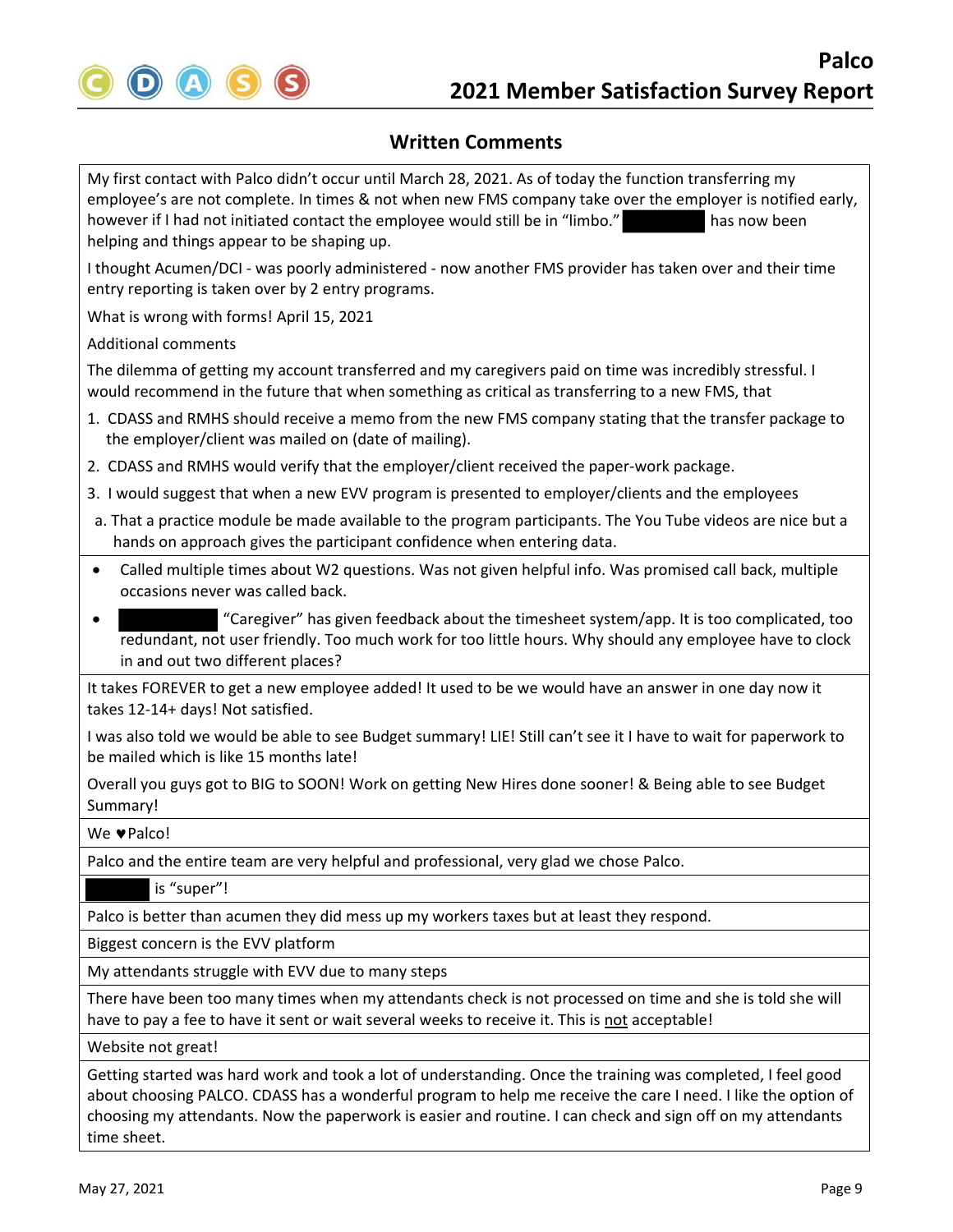## Written Comments

My first contact with Palco didn't occur until March 28, 2021. As of today the function transferring my employee's are not complete. In times & not when new FMS company take over the employer is notified early, however if I had not initiated contact the employee would still be in "limbo." ████████ has now been helping and things appear to be shaping up.

I thought Acumen/DCI - was poorly administered - now another FMS provider has taken over and their time entry reporting is taken over by 2 entry programs.

What is wrong with forms! April 15, 2021

Additional comments

The dilemma of getting my account transferred and my caregivers paid on time was incredibly stressful. I would recommend in the future that when something as critical as transferring to a new FMS, that

1. CDASS and RMHS should receive a memo from the new FMS company stating that the transfer package to the employer/client was mailed on (date of mailing).
2. CDASS and RMHS would verify that the employer/client received the paper-work package.
3. I would suggest that when a new EVV program is presented to employer/clients and the employees
   a. That a practice module be made available to the program participants. The You Tube videos are nice but a hands on approach gives the participant confidence when entering data.

---

- Called multiple times about W2 questions. Was not given helpful info. Was promised call back, multiple occasions never was called back.
- ████████ "Caregiver" has given feedback about the timesheet system/app. It is too complicated, too redundant, not user friendly. Too much work for too little hours. Why should any employee have to clock in and out two different places?

---

It takes FOREVER to get a new employee added! It used to be we would have an answer in one day now it takes 12-14+ days! Not satisfied.

I was also told we would be able to see Budget summary! LIE! Still can't see it I have to wait for paperwork to be mailed which is like 15 months late!

Overall you guys got to BIG to SOON! Work on getting New Hires done sooner! & Being able to see Budget Summary!

---

We ♥Palco!

---

Palco and the entire team are very helpful and professional, very glad we chose Palco.

---

████████ is "super"!

---

Palco is better than acumen they did mess up my workers taxes but at least they respond.

---

Biggest concern is the EVV platform

---

My attendants struggle with EVV due to many steps

---

There have been too many times when my attendants check is not processed on time and she is told she will have to pay a fee to have it sent or wait several weeks to receive it. This is <u>not</u> acceptable!

---

Website not great!

---

Getting started was hard work and took a lot of understanding. Once the training was completed, I feel good about choosing PALCO. CDASS has a wonderful program to help me receive the care I need. I like the option of choosing my attendants. Now the paperwork is easier and routine. I can check and sign off on my attendants time sheet.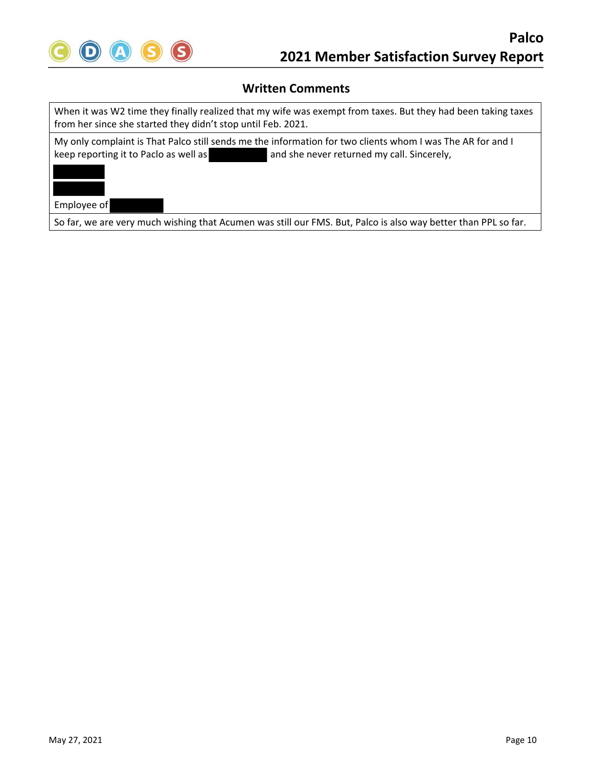## Written Comments

| |
|---|
| When it was W2 time they finally realized that my wife was exempt from taxes. But they had been taking taxes from her since she started they didn't stop until Feb. 2021. |
| My only complaint is That Palco still sends me the information for two clients whom I was The AR for and I keep reporting it to Paclo as well as [REDACTED] and she never returned my call. Sincerely,<br>[REDACTED]<br>[REDACTED]<br>Employee of [REDACTED] |
| So far, we are very much wishing that Acumen was still our FMS. But, Palco is also way better than PPL so far. |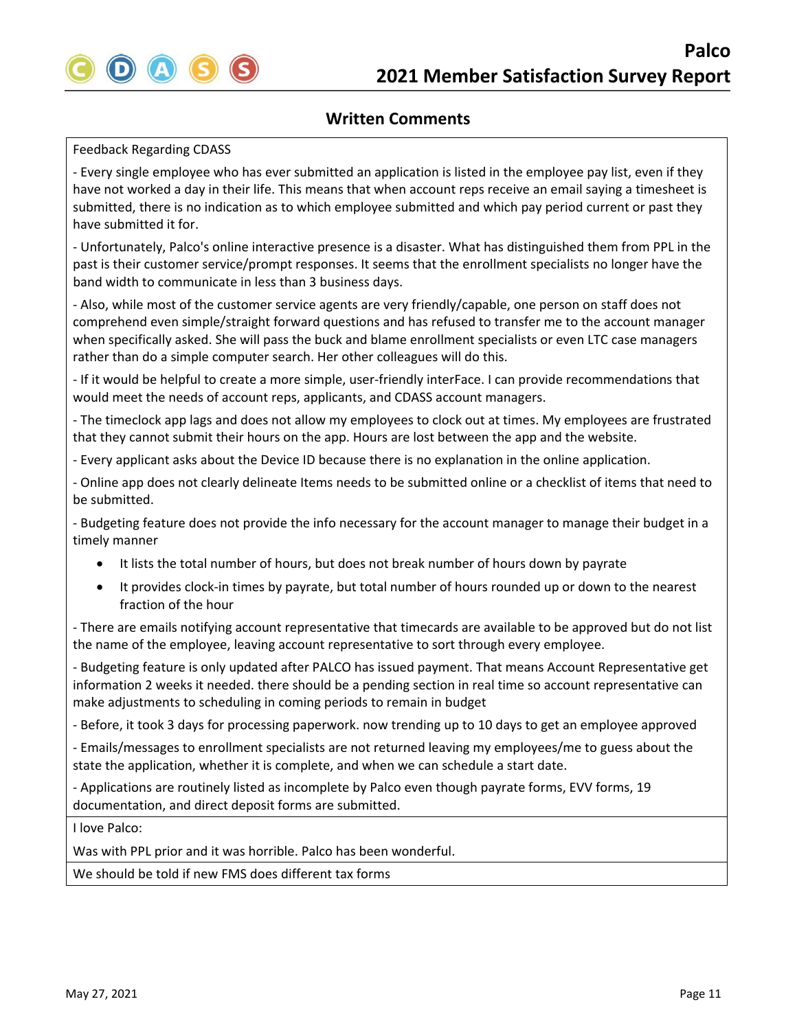## Written Comments

| |
|---|
| Feedback Regarding CDASS<br><br>- Every single employee who has ever submitted an application is listed in the employee pay list, even if they have not worked a day in their life. This means that when account reps receive an email saying a timesheet is submitted, there is no indication as to which employee submitted and which pay period current or past they have submitted it for.<br><br>- Unfortunately, Palco's online interactive presence is a disaster. What has distinguished them from PPL in the past is their customer service/prompt responses. It seems that the enrollment specialists no longer have the band width to communicate in less than 3 business days.<br><br>- Also, while most of the customer service agents are very friendly/capable, one person on staff does not comprehend even simple/straight forward questions and has refused to transfer me to the account manager when specifically asked. She will pass the buck and blame enrollment specialists or even LTC case managers rather than do a simple computer search. Her other colleagues will do this.<br><br>- If it would be helpful to create a more simple, user-friendly interFace. I can provide recommendations that would meet the needs of account reps, applicants, and CDASS account managers.<br><br>- The timeclock app lags and does not allow my employees to clock out at times. My employees are frustrated that they cannot submit their hours on the app. Hours are lost between the app and the website.<br><br>- Every applicant asks about the Device ID because there is no explanation in the online application.<br><br>- Online app does not clearly delineate Items needs to be submitted online or a checklist of items that need to be submitted.<br><br>- Budgeting feature does not provide the info necessary for the account manager to manage their budget in a timely manner<br>• It lists the total number of hours, but does not break number of hours down by payrate<br>• It provides clock-in times by payrate, but total number of hours rounded up or down to the nearest fraction of the hour<br><br>- There are emails notifying account representative that timecards are available to be approved but do not list the name of the employee, leaving account representative to sort through every employee.<br><br>- Budgeting feature is only updated after PALCO has issued payment. That means Account Representative get information 2 weeks it needed. there should be a pending section in real time so account representative can make adjustments to scheduling in coming periods to remain in budget<br><br>- Before, it took 3 days for processing paperwork. now trending up to 10 days to get an employee approved<br><br>- Emails/messages to enrollment specialists are not returned leaving my employees/me to guess about the state the application, whether it is complete, and when we can schedule a start date.<br><br>- Applications are routinely listed as incomplete by Palco even though payrate forms, EVV forms, 19 documentation, and direct deposit forms are submitted. |
| I love Palco:<br><br>Was with PPL prior and it was horrible. Palco has been wonderful. |
| We should be told if new FMS does different tax forms |